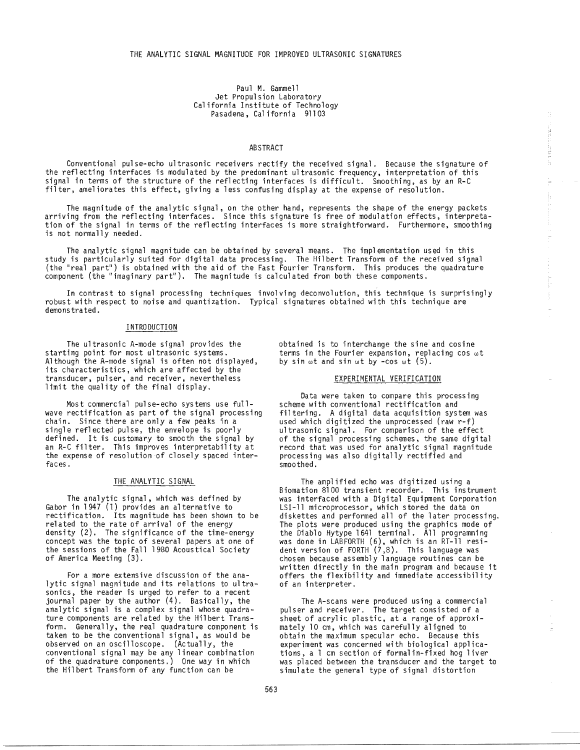# THE ANALYTIC SIGNAL MAGNITUDE FOR IMPROVED ULTRASONIC SIGNATURES

Paul M. Gammell
Jet Propulsion Laboratory
California Institute of Technology
Pasadena, California 91103

## ABSTRACT

Conventional pulse-echo ultrasonic receivers rectify the received signal. Because the signature of the reflecting interfaces is modulated by the predominant ultrasonic frequency, interpretation of this signal in terms of the structure of the reflecting interfaces is difficult. Smoothing, as by an R-C filter, ameliorates this effect, giving a less confusing display at the expense of resolution.

The magnitude of the analytic signal, on the other hand, represents the shape of the energy packets arriving from the reflecting interfaces. Since this signature is free of modulation effects, interpretation of the signal in terms of the reflecting interfaces is more straightforward. Furthermore, smoothing is not normally needed.

The analytic signal magnitude can be obtained by several means. The implementation used in this study is particularly suited for digital data processing. The Hilbert Transform of the received signal (the "real part") is obtained with the aid of the Fast Fourier Transform. This produces the quadrature component (the "imaginary part"). The magnitude is calculated from both these components.

In contrast to signal processing techniques involving deconvolution, this technique is surprisingly robust with respect to noise and quantization. Typical signatures obtained with this technique are demonstrated.

## INTRODUCTION

The ultrasonic A-mode signal provides the starting point for most ultrasonic systems. Although the A-mode signal is often not displayed, its characteristics, which are affected by the transducer, pulser, and receiver, nevertheless limit the quality of the final display.

Most commercial pulse-echo systems use full-wave rectification as part of the signal processing chain. Since there are only a few peaks in a single reflected pulse, the envelope is poorly defined. It is customary to smooth the signal by an R-C filter. This improves interpretability at the expense of resolution of closely spaced interfaces.

## THE ANALYTIC SIGNAL

The analytic signal, which was defined by Gabor in 1947 (1) provides an alternative to rectification. Its magnitude has been shown to be related to the rate of arrival of the energy density (2). The significance of the time-energy concept was the topic of several papers at one of the sessions of the Fall 1980 Acoustical Society of America Meeting (3).

For a more extensive discussion of the analytic signal magnitude and its relations to ultrasonics, the reader is urged to refer to a recent journal paper by the author (4). Basically, the analytic signal is a complex signal whose quadrature components are related by the Hilbert Transform. Generally, the real quadrature component is taken to be the conventional signal, as would be observed on an oscilloscope. (Actually, the conventional signal may be any linear combination of the quadrature components.) One way in which the Hilbert Transform of any function can be obtained is to interchange the sine and cosine terms in the Fourier expansion, replacing $\cos \omega t$ by $\sin \omega t$ and $\sin \omega t$ by $-\cos \omega t$ (5).

## EXPERIMENTAL VERIFICATION

Data were taken to compare this processing scheme with conventional rectification and filtering. A digital data acquisition system was used which digitized the unprocessed (raw r-f) ultrasonic signal. For comparison of the effect of the signal processing schemes, the same digital record that was used for analytic signal magnitude processing was also digitally rectified and smoothed.

The amplified echo was digitized using a Biomation 8100 transient recorder. This instrument was interfaced with a Digital Equipment Corporation LSI-11 microprocessor, which stored the data on diskettes and performed all of the later processing. The plots were produced using the graphics mode of the Diablo Hytype 1641 terminal. All programming was done in LABFORTH (6), which is an RT-11 resident version of FORTH (7,8). This language was chosen because assembly language routines can be written directly in the main program and because it offers the flexibility and immediate accessibility of an interpreter.

The A-scans were produced using a commercial pulser and receiver. The target consisted of a sheet of acrylic plastic, at a range of approximately 10 cm, which was carefully aligned to obtain the maximum specular echo. Because this experiment was concerned with biological applications, a 1 cm section of formalin-fixed hog liver was placed between the transducer and the target to simulate the general type of signal distortion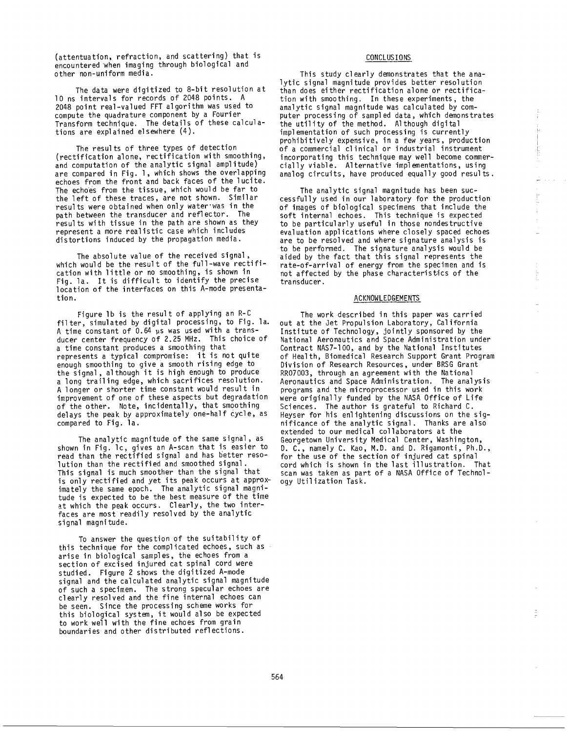(attenuation, refraction, and scattering) that is encountered when imaging through biological and other non-uniform media.

The data were digitized to 8-bit resolution at 10 ns intervals for records of 2048 points. A 2048 point real-valued FFT algorithm was used to compute the quadrature component by a Fourier Transform technique. The details of these calculations are explained elsewhere (4).

The results of three types of detection (rectification alone, rectification with smoothing, and computation of the analytic signal amplitude) are compared in Fig. 1, which shows the overlapping echoes from the front and back faces of the lucite. The echoes from the tissue, which would be far to the left of these traces, are not shown. Similar results were obtained when only water was in the path between the transducer and reflector. The results with tissue in the path are shown as they represent a more realistic case which includes distortions induced by the propagation media.

The absolute value of the received signal, which would be the result of the full-wave rectification with little or no smoothing, is shown in Fig. 1a. It is difficult to identify the precise location of the interfaces on this A-mode presentation.

Figure 1b is the result of applying an R-C filter, simulated by digital processing, to Fig. 1a. A time constant of 0.64 μs was used with a transducer center frequency of 2.25 MHz. This choice of a time constant produces a smoothing that represents a typical compromise: it is not quite enough smoothing to give a smooth rising edge to the signal, although it is high enough to produce a long trailing edge, which sacrifices resolution. A longer or shorter time constant would result in improvement of one of these aspects but degradation of the other. Note, incidentally, that smoothing delays the peak by approximately one-half cycle, as compared to Fig. 1a.

The analytic magnitude of the same signal, as shown in Fig. 1c, gives an A-scan that is easier to read than the rectified signal and has better resolution than the rectified and smoothed signal. This signal is much smoother than the signal that is only rectified and yet its peak occurs at approximately the same epoch. The analytic signal magnitude is expected to be the best measure of the time at which the peak occurs. Clearly, the two interfaces are most readily resolved by the analytic signal magnitude.

To answer the question of the suitability of this technique for the complicated echoes, such as arise in biological samples, the echoes from a section of excised injured cat spinal cord were studied. Figure 2 shows the digitized A-mode signal and the calculated analytic signal magnitude of such a specimen. The strong specular echoes are clearly resolved and the fine internal echoes can be seen. Since the processing scheme works for this biological system, it would also be expected to work well with the fine echoes from grain boundaries and other distributed reflections.

## CONCLUSIONS

This study clearly demonstrates that the analytic signal magnitude provides better resolution than does either rectification alone or rectification with smoothing. In these experiments, the analytic signal magnitude was calculated by computer processing of sampled data, which demonstrates the utility of the method. Although digital implementation of such processing is currently prohibitively expensive, in a few years, production of a commercial clinical or industrial instrument incorporating this technique may well become commercially viable. Alternative implementations, using analog circuits, have produced equally good results.

The analytic signal magnitude has been successfully used in our laboratory for the production of images of biological specimens that include the soft internal echoes. This technique is expected to be particularly useful in those nondestructive evaluation applications where closely spaced echoes are to be resolved and where signature analysis is to be performed. The signature analysis would be aided by the fact that this signal represents the rate-of-arrival of energy from the specimen and is not affected by the phase characteristics of the transducer.

## ACKNOWLEDGEMENTS

The work described in this paper was carried out at the Jet Propulsion Laboratory, California Institute of Technology, jointly sponsored by the National Aeronautics and Space Administration under Contract NAS7-100, and by the National Institutes of Health, Biomedical Research Support Grant Program Division of Research Resources, under BRSG Grant RR07003, through an agreement with the National Aeronautics and Space Administration. The analysis programs and the microprocessor used in this work were originally funded by the NASA Office of Life Sciences. The author is grateful to Richard C. Heyser for his enlightening discussions on the significance of the analytic signal. Thanks are also extended to our medical collaborators at the Georgetown University Medical Center, Washington, D. C., namely C. Kao, M.D. and D. Rigamonti, Ph.D., for the use of the section of injured cat spinal cord which is shown in the last illustration. That scan was taken as part of a NASA Office of Technology Utilization Task.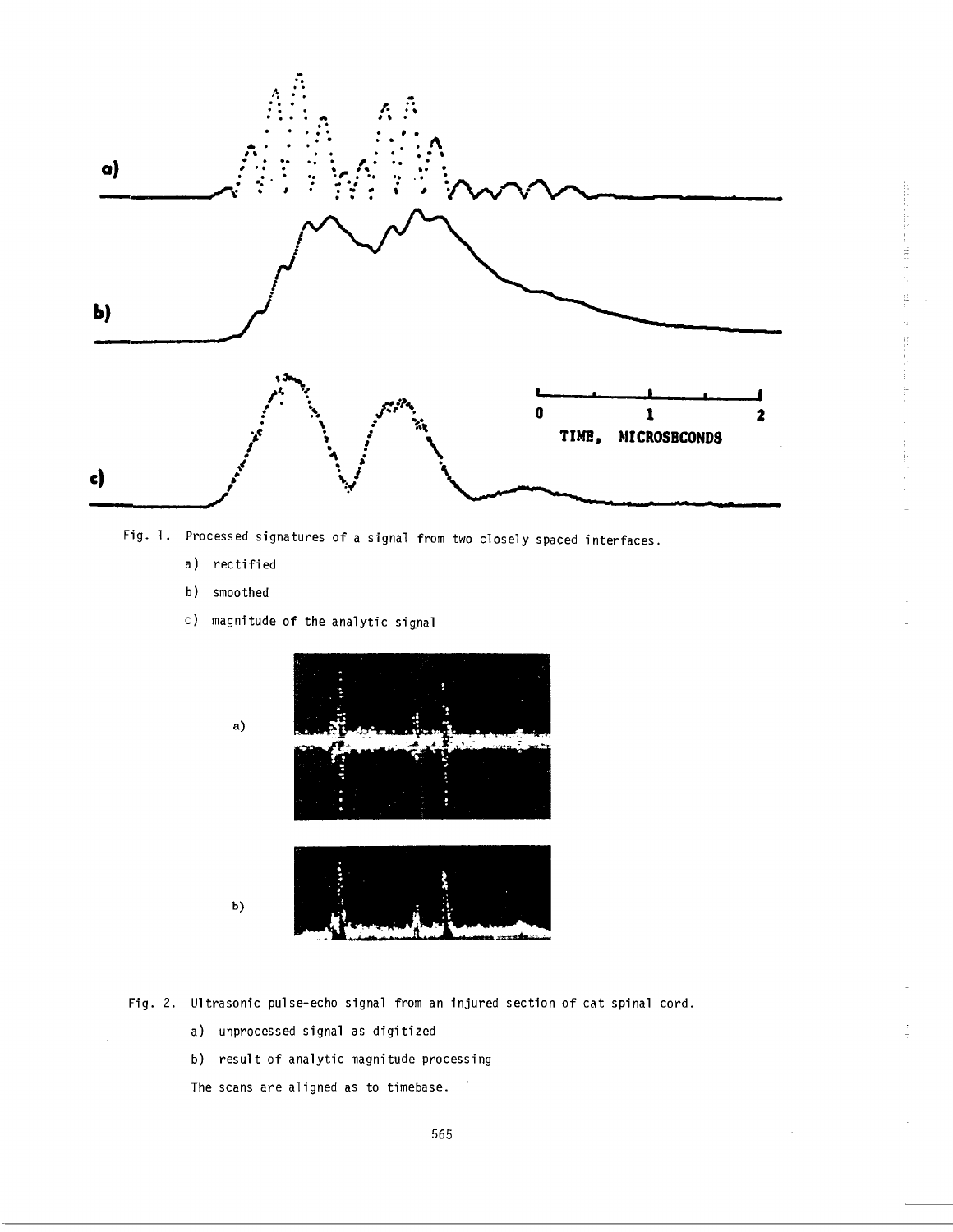Fig. 1. Processed signatures of a signal from two closely spaced interfaces.

a) rectified

b) smoothed

c) magnitude of the analytic signal

Fig. 2. Ultrasonic pulse-echo signal from an injured section of cat spinal cord.

a) unprocessed signal as digitized

b) result of analytic magnitude processing

The scans are aligned as to timebase.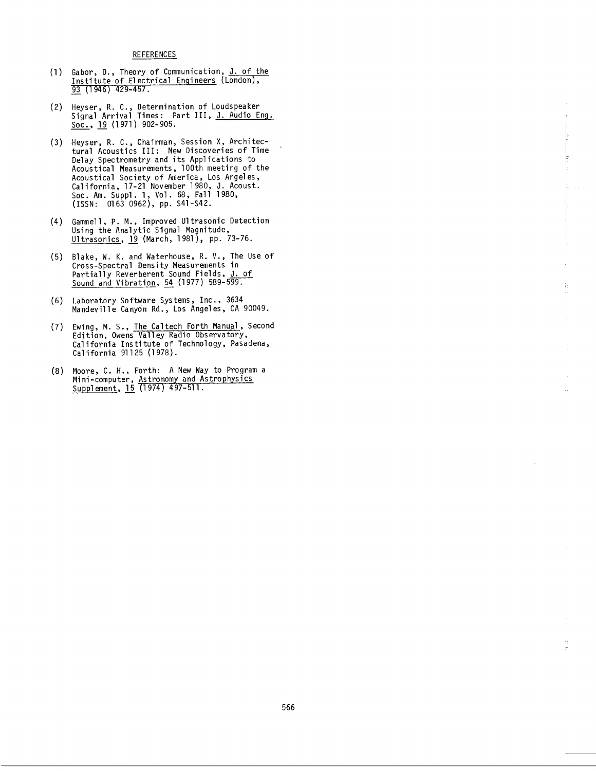## REFERENCES

(1) Gabor, D., Theory of Communication, J. of the Institute of Electrical Engineers (London), 93 (1946) 429-457.

(2) Heyser, R. C., Determination of Loudspeaker Signal Arrival Times: Part III, J. Audio Eng. Soc., 19 (1971) 902-905.

(3) Heyser, R. C., Chairman, Session X, Architectural Acoustics III: New Discoveries of Time Delay Spectrometry and its Applications to Acoustical Measurements, 100th meeting of the Acoustical Society of America, Los Angeles, California, 17-21 November 1980, J. Acoust. Soc. Am. Suppl. 1, Vol. 68, Fall 1980, (ISSN: 0163 0962), pp. S41-S42.

(4) Gammell, P. M., Improved Ultrasonic Detection Using the Analytic Signal Magnitude, Ultrasonics, 19 (March, 1981), pp. 73-76.

(5) Blake, W. K. and Waterhouse, R. V., The Use of Cross-Spectral Density Measurements in Partially Reverberent Sound Fields, J. of Sound and Vibration, 54 (1977) 589-599.

(6) Laboratory Software Systems, Inc., 3634 Mandeville Canyon Rd., Los Angeles, CA 90049.

(7) Ewing, M. S., The Caltech Forth Manual, Second Edition, Owens Valley Radio Observatory, California Institute of Technology, Pasadena, California 91125 (1978).

(8) Moore, C. H., Forth: A New Way to Program a Mini-computer, Astronomy and Astrophysics Supplement, 15 (1974) 497-511.